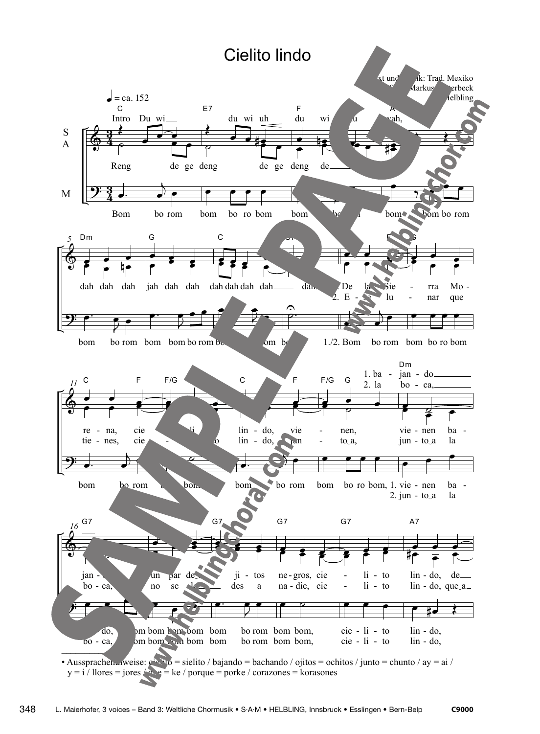# Cielito lindo

Text und Musik: Trad. Mexiko
Satz: Markus Detterbeck
© Helbling

• Aussprachehinweise: cielito = sielito / bajando = bachando / ojitos = ochitos / junto = chunto / ay = ai / y = i / llores = jores / que = ke / porque = porke / corazones = korasones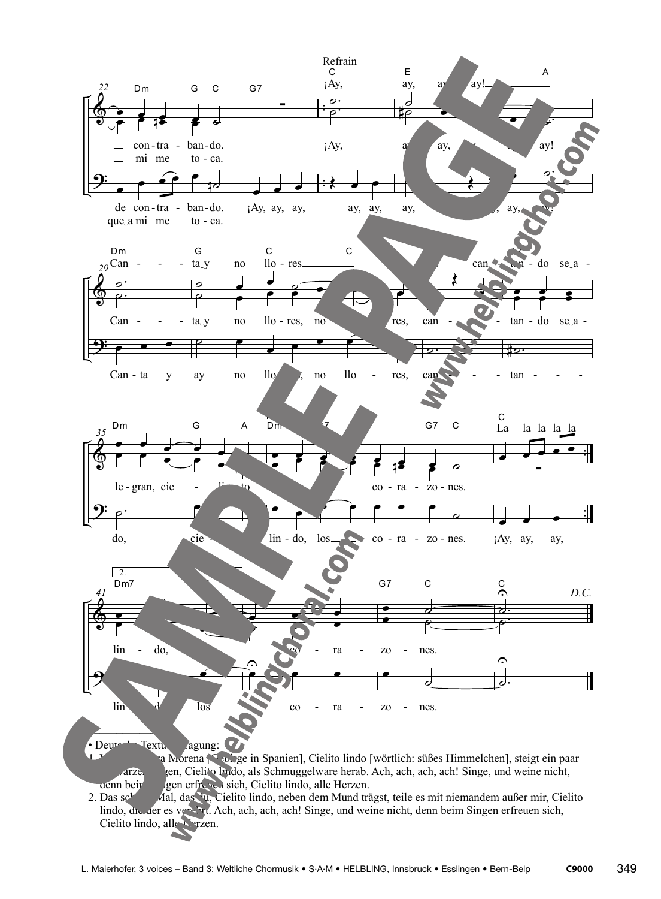• Deutsche Textübertragung:

1. Von der Sierra Morena [Gebirge in Spanien], Cielito lindo [wörtlich: süßes Himmelchen], steigt ein paar schwarzer Augen, Cielito lindo, als Schmuggelware herab. Ach, ach, ach, ach! Singe, und weine nicht, denn beim Singen erfreuen sich, Cielito lindo, alle Herzen.
2. Das schöne Mal, das du, Cielito lindo, neben dem Mund trägst, teile es mit niemandem außer mir, Cielito lindo, die der es verdient. Ach, ach, ach, ach! Singe, und weine nicht, denn beim Singen erfreuen sich, Cielito lindo, alle Herzen.